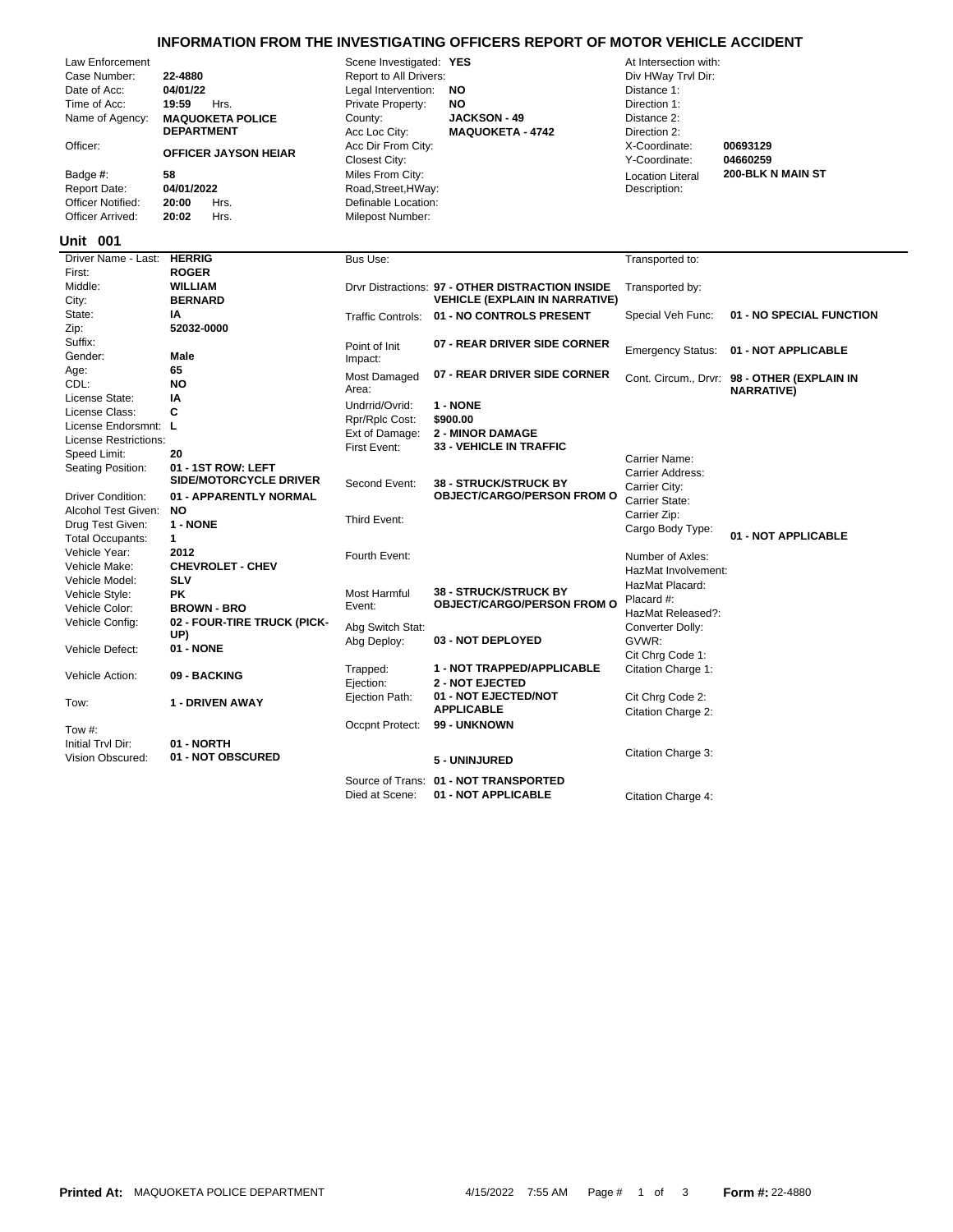# INFORMATION FROM THE INVESTIGATING OFFICERS REPORT OF MOTOR VEHICLE ACCIDENT

| Field | Value | Field | Value | Field | Value |
|---|---|---|---|---|---|
| Law Enforcement Case Number: | 22-4880 | Scene Investigated: | YES | At Intersection with: | |
| Date of Acc: | 04/01/22 | Report to All Drivers: | | Div HWay Trvl Dir: | |
| Time of Acc: | 19:59 Hrs. | Legal Intervention: | NO | Distance 1: | |
| Name of Agency: | MAQUOKETA POLICE DEPARTMENT | Private Property: | NO | Direction 1: | |
| Officer: | OFFICER JAYSON HEIAR | County: | JACKSON - 49 | Distance 2: | |
| Badge #: | 58 | Acc Loc City: | MAQUOKETA - 4742 | Direction 2: | |
| Report Date: | 04/01/2022 | Acc Dir From City: | | X-Coordinate: | 00693129 |
| Officer Notified: | 20:00 Hrs. | Closest City: | | Y-Coordinate: | 04660259 |
| Officer Arrived: | 20:02 Hrs. | Miles From City: | | Location Literal Description: | 200-BLK N MAIN ST |
| | | Road,Street,HWay: | | | |
| | | Definable Location: | | | |
| | | Milepost Number: | | | |

## Unit 001

| Field | Value | Field | Value | Field | Value |
|---|---|---|---|---|---|
| Driver Name - Last: | HERRIG | Bus Use: | | Transported to: | |
| First: | ROGER | Drvr Distractions: | 97 - OTHER DISTRACTION INSIDE VEHICLE (EXPLAIN IN NARRATIVE) | Transported by: | |
| Middle: | WILLIAM | Traffic Controls: | 01 - NO CONTROLS PRESENT | Special Veh Func: | 01 - NO SPECIAL FUNCTION |
| City: | BERNARD | Point of Init Impact: | 07 - REAR DRIVER SIDE CORNER | Emergency Status: | 01 - NOT APPLICABLE |
| State: | IA | Most Damaged Area: | 07 - REAR DRIVER SIDE CORNER | Cont. Circum., Drvr: | 98 - OTHER (EXPLAIN IN NARRATIVE) |
| Zip: | 52032-0000 | Undrrid/Ovrid: | 1 - NONE | Carrier Name: | |
| Suffix: | | Rpr/Rplc Cost: | $900.00 | Carrier Address: | |
| Gender: | Male | Ext of Damage: | 2 - MINOR DAMAGE | Carrier City: | |
| Age: | 65 | First Event: | 33 - VEHICLE IN TRAFFIC | Carrier State: | |
| CDL: | NO | Second Event: | 38 - STRUCK/STRUCK BY OBJECT/CARGO/PERSON FROM O | Carrier Zip: | |
| License State: | IA | Third Event: | | Cargo Body Type: | 01 - NOT APPLICABLE |
| License Class: | C | Fourth Event: | | Number of Axles: | |
| License Endorsmnt: | L | Most Harmful Event: | 38 - STRUCK/STRUCK BY OBJECT/CARGO/PERSON FROM O | HazMat Involvement: | |
| License Restrictions: | | Abg Switch Stat: | | HazMat Placard: | |
| Speed Limit: | 20 | Abg Deploy: | 03 - NOT DEPLOYED | Placard #: | |
| Seating Position: | 01 - 1ST ROW: LEFT SIDE/MOTORCYCLE DRIVER | Trapped: | 1 - NOT TRAPPED/APPLICABLE | HazMat Released?: | |
| Driver Condition: | 01 - APPARENTLY NORMAL | Ejection: | 2 - NOT EJECTED | Converter Dolly: | |
| Alcohol Test Given: | NO | Ejection Path: | 01 - NOT EJECTED/NOT APPLICABLE | GVWR: | |
| Drug Test Given: | 1 - NONE | Occpnt Protect: | 99 - UNKNOWN | Cit Chrg Code 1: | |
| Total Occupants: | 1 | | 5 - UNINJURED | Citation Charge 1: | |
| Vehicle Year: | 2012 | Source of Trans: | 01 - NOT TRANSPORTED | Cit Chrg Code 2: | |
| Vehicle Make: | CHEVROLET - CHEV | Died at Scene: | 01 - NOT APPLICABLE | Citation Charge 2: | |
| Vehicle Model: | SLV | | | Citation Charge 3: | |
| Vehicle Style: | PK | | | Citation Charge 4: | |
| Vehicle Color: | BROWN - BRO | | | | |
| Vehicle Config: | 02 - FOUR-TIRE TRUCK (PICK-UP) | | | | |
| Vehicle Defect: | 01 - NONE | | | | |
| Vehicle Action: | 09 - BACKING | | | | |
| Tow: | 1 - DRIVEN AWAY | | | | |
| Tow #: | | | | | |
| Initial Trvl Dir: | 01 - NORTH | | | | |
| Vision Obscured: | 01 - NOT OBSCURED | | | | |

Printed At: MAQUOKETA POLICE DEPARTMENT 4/15/2022 7:55 AM Form #: 22-4880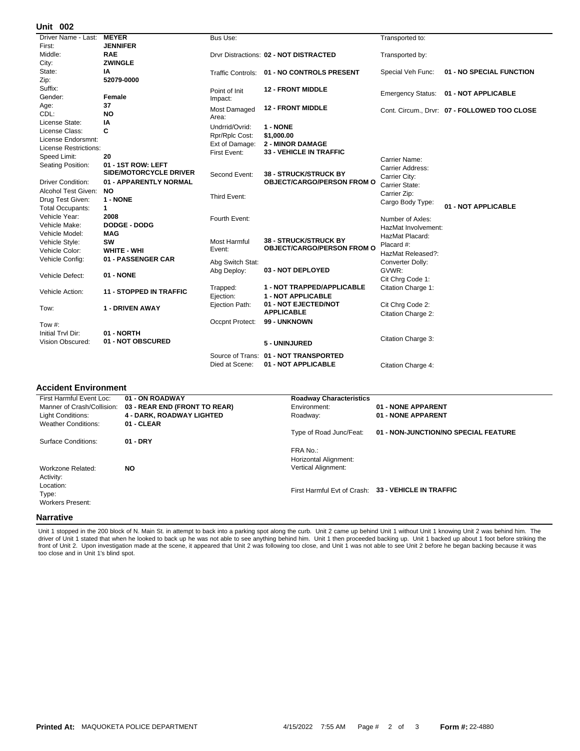## Unit 002

| Field | Value |
| --- | --- |
| Driver Name - Last: | MEYER |
| First: | JENNIFER |
| Middle: | RAE |
| City: | ZWINGLE |
| State: | IA |
| Zip: | 52079-0000 |
| Suffix: | |
| Gender: | Female |
| Age: | 37 |
| CDL: | NO |
| License State: | IA |
| License Class: | C |
| License Endorsmnt: | |
| License Restrictions: | |
| Speed Limit: | 20 |
| Seating Position: | 01 - 1ST ROW: LEFT SIDE/MOTORCYCLE DRIVER |
| Driver Condition: | 01 - APPARENTLY NORMAL |
| Alcohol Test Given: | NO |
| Drug Test Given: | 1 - NONE |
| Total Occupants: | 1 |
| Vehicle Year: | 2008 |
| Vehicle Make: | DODGE - DODG |
| Vehicle Model: | MAG |
| Vehicle Style: | SW |
| Vehicle Color: | WHITE - WHI |
| Vehicle Config: | 01 - PASSENGER CAR |
| Vehicle Defect: | 01 - NONE |
| Vehicle Action: | 11 - STOPPED IN TRAFFIC |
| Tow: | 1 - DRIVEN AWAY |
| Tow #: | |
| Initial Trvl Dir: | 01 - NORTH |
| Vision Obscured: | 01 - NOT OBSCURED |

| Field | Value |
| --- | --- |
| Bus Use: | |
| Drvr Distractions: | 02 - NOT DISTRACTED |
| Traffic Controls: | 01 - NO CONTROLS PRESENT |
| Point of Init Impact: | 12 - FRONT MIDDLE |
| Most Damaged Area: | 12 - FRONT MIDDLE |
| Undrrid/Ovrid: | 1 - NONE |
| Rpr/Rplc Cost: | $1,000.00 |
| Ext of Damage: | 2 - MINOR DAMAGE |
| First Event: | 33 - VEHICLE IN TRAFFIC |
| Second Event: | 38 - STRUCK/STRUCK BY OBJECT/CARGO/PERSON FROM O |
| Third Event: | |
| Fourth Event: | |
| Most Harmful Event: | 38 - STRUCK/STRUCK BY OBJECT/CARGO/PERSON FROM O |
| Abg Switch Stat: | |
| Abg Deploy: | 03 - NOT DEPLOYED |
| Trapped: | 1 - NOT TRAPPED/APPLICABLE |
| Ejection: | 1 - NOT APPLICABLE |
| Ejection Path: | 01 - NOT EJECTED/NOT APPLICABLE |
| Occpnt Protect: | 99 - UNKNOWN |
| | 5 - UNINJURED |
| Source of Trans: | 01 - NOT TRANSPORTED |
| Died at Scene: | 01 - NOT APPLICABLE |

| Field | Value |
| --- | --- |
| Transported to: | |
| Transported by: | |
| Special Veh Func: | 01 - NO SPECIAL FUNCTION |
| Emergency Status: | 01 - NOT APPLICABLE |
| Cont. Circum., Drvr: | 07 - FOLLOWED TOO CLOSE |
| Carrier Name: | |
| Carrier Address: | |
| Carrier City: | |
| Carrier State: | |
| Carrier Zip: | |
| Cargo Body Type: | 01 - NOT APPLICABLE |
| Number of Axles: | |
| HazMat Involvement: | |
| HazMat Placard: | |
| Placard #: | |
| HazMat Released?: | |
| Converter Dolly: | |
| GVWR: | |
| Cit Chrg Code 1: | |
| Citation Charge 1: | |
| Cit Chrg Code 2: | |
| Citation Charge 2: | |
| Citation Charge 3: | |
| Citation Charge 4: | |

## Accident Environment

| Field | Value |
| --- | --- |
| First Harmful Event Loc: | 01 - ON ROADWAY |
| Manner of Crash/Collision: | 03 - REAR END (FRONT TO REAR) |
| Light Conditions: | 4 - DARK, ROADWAY LIGHTED |
| Weather Conditions: | 01 - CLEAR |
| Surface Conditions: | 01 - DRY |
| Workzone Related: | NO |
| Activity: | |
| Location: | |
| Type: | |
| Workers Present: | |

| Roadway Characteristics | |
| --- | --- |
| Environment: | 01 - NONE APPARENT |
| Roadway: | 01 - NONE APPARENT |
| Type of Road Junc/Feat: | 01 - NON-JUNCTION/NO SPECIAL FEATURE |
| FRA No.: | |
| Horizontal Alignment: | |
| Vertical Alignment: | |
| First Harmful Evt of Crash: | 33 - VEHICLE IN TRAFFIC |

## Narrative

Unit 1 stopped in the 200 block of N. Main St. in attempt to back into a parking spot along the curb. Unit 2 came up behind Unit 1 without Unit 1 knowing Unit 2 was behind him. The driver of Unit 1 stated that when he looked to back up he was not able to see anything behind him. Unit 1 then proceeded backing up. Unit 1 backed up about 1 foot before striking the front of Unit 2. Upon investigation made at the scene, it appeared that Unit 2 was following too close, and Unit 1 was not able to see Unit 2 before he began backing because it was too close and in Unit 1's blind spot.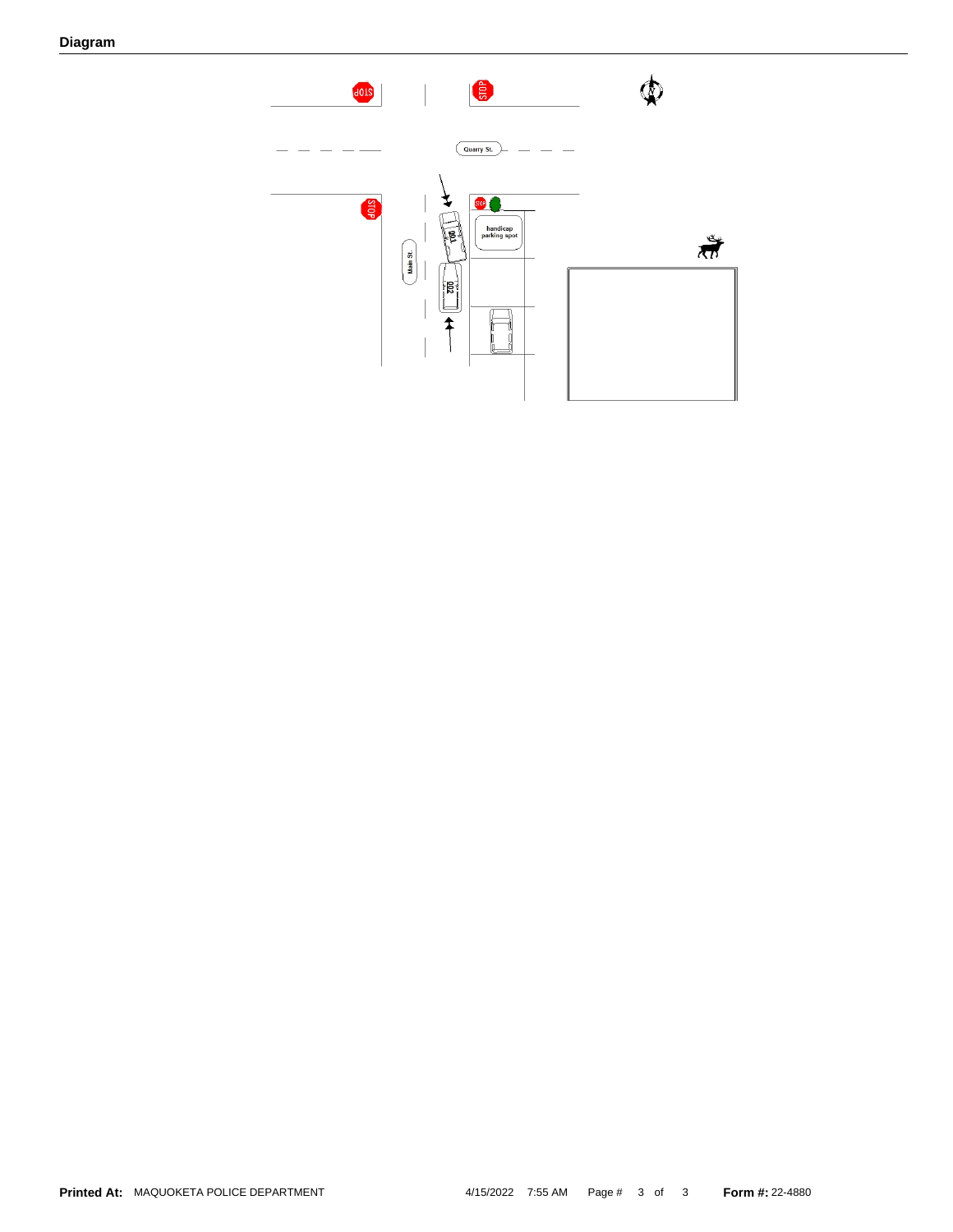**Diagram**

STOP

STOP

Quarry St.

STOP

STOP

handicap parking spot

Main St.

001

002

**Printed At:** MAQUOKETA POLICE DEPARTMENT 4/15/2022 7:55 AM **Form #:** 22-4880